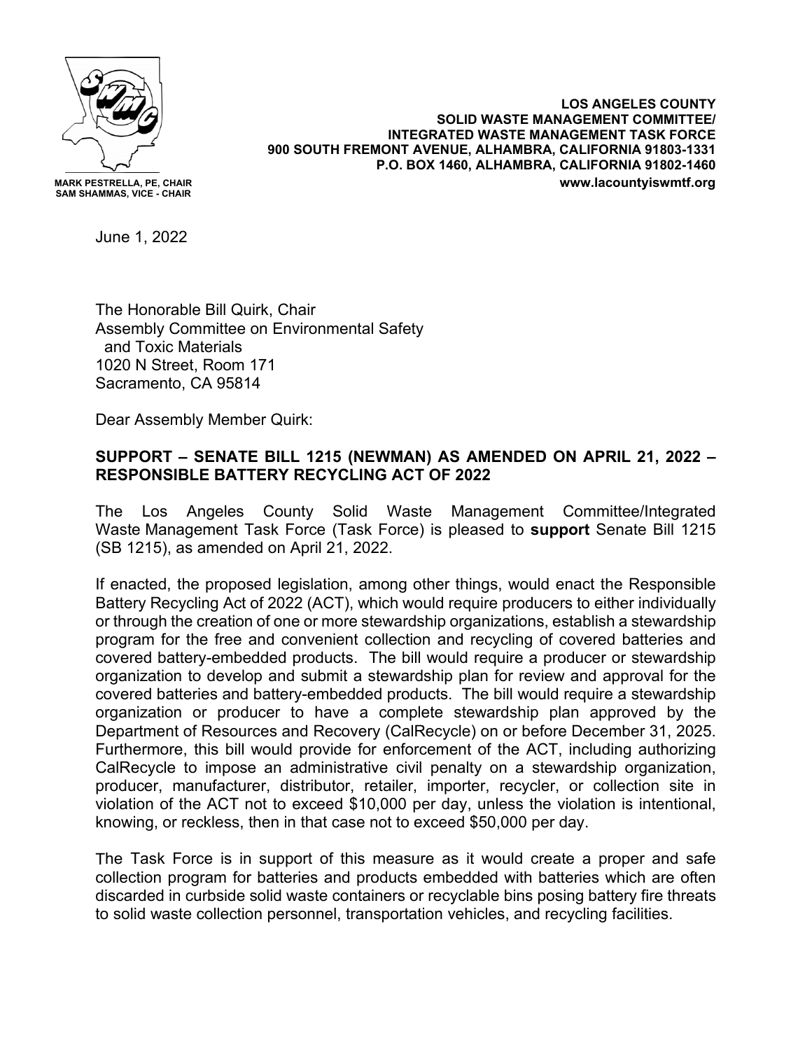MARK PESTRELLA, PE, CHAIR
SAM SHAMMAS, VICE - CHAIR

**LOS ANGELES COUNTY**
**SOLID WASTE MANAGEMENT COMMITTEE/**
**INTEGRATED WASTE MANAGEMENT TASK FORCE**
**900 SOUTH FREMONT AVENUE, ALHAMBRA, CALIFORNIA 91803-1331**
**P.O. BOX 1460, ALHAMBRA, CALIFORNIA 91802-1460**
**www.lacountyiswmtf.org**

June 1, 2022

The Honorable Bill Quirk, Chair
Assembly Committee on Environmental Safety
and Toxic Materials
1020 N Street, Room 171
Sacramento, CA 95814

Dear Assembly Member Quirk:

**SUPPORT – SENATE BILL 1215 (NEWMAN) AS AMENDED ON APRIL 21, 2022 – RESPONSIBLE BATTERY RECYCLING ACT OF 2022**

The Los Angeles County Solid Waste Management Committee/Integrated Waste Management Task Force (Task Force) is pleased to **support** Senate Bill 1215 (SB 1215), as amended on April 21, 2022.

If enacted, the proposed legislation, among other things, would enact the Responsible Battery Recycling Act of 2022 (ACT), which would require producers to either individually or through the creation of one or more stewardship organizations, establish a stewardship program for the free and convenient collection and recycling of covered batteries and covered battery-embedded products. The bill would require a producer or stewardship organization to develop and submit a stewardship plan for review and approval for the covered batteries and battery-embedded products. The bill would require a stewardship organization or producer to have a complete stewardship plan approved by the Department of Resources and Recovery (CalRecycle) on or before December 31, 2025. Furthermore, this bill would provide for enforcement of the ACT, including authorizing CalRecycle to impose an administrative civil penalty on a stewardship organization, producer, manufacturer, distributor, retailer, importer, recycler, or collection site in violation of the ACT not to exceed $10,000 per day, unless the violation is intentional, knowing, or reckless, then in that case not to exceed $50,000 per day.

The Task Force is in support of this measure as it would create a proper and safe collection program for batteries and products embedded with batteries which are often discarded in curbside solid waste containers or recyclable bins posing battery fire threats to solid waste collection personnel, transportation vehicles, and recycling facilities.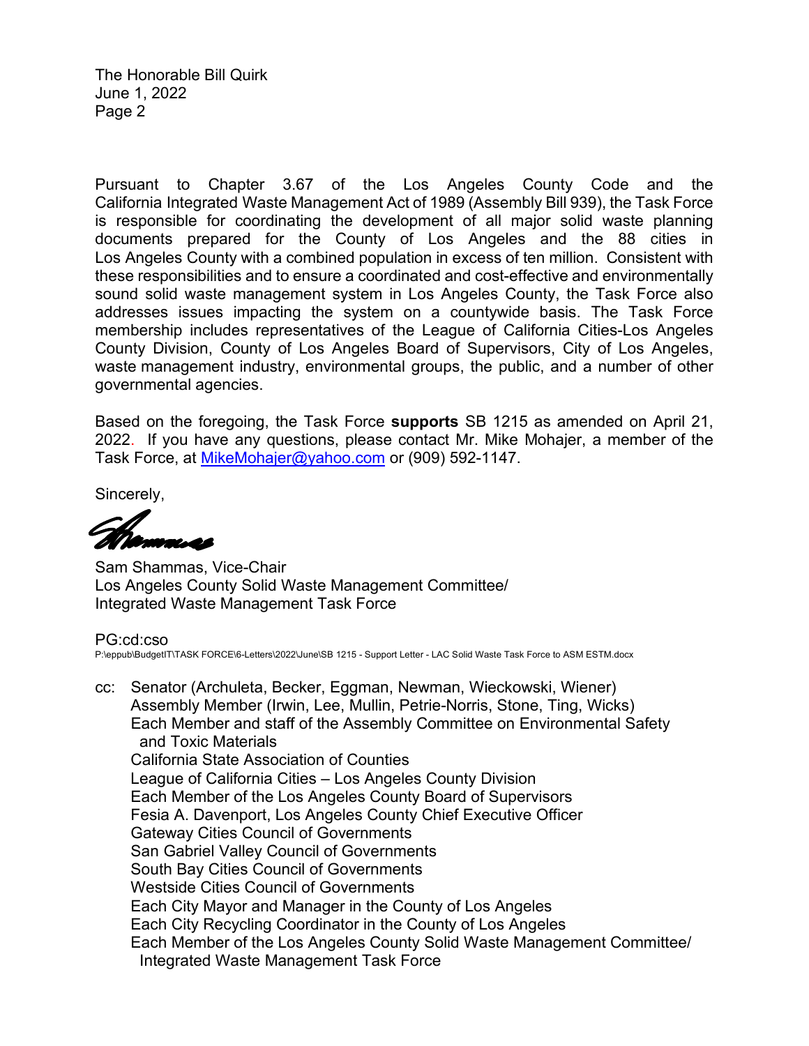Pursuant to Chapter 3.67 of the Los Angeles County Code and the California Integrated Waste Management Act of 1989 (Assembly Bill 939), the Task Force is responsible for coordinating the development of all major solid waste planning documents prepared for the County of Los Angeles and the 88 cities in Los Angeles County with a combined population in excess of ten million. Consistent with these responsibilities and to ensure a coordinated and cost-effective and environmentally sound solid waste management system in Los Angeles County, the Task Force also addresses issues impacting the system on a countywide basis. The Task Force membership includes representatives of the League of California Cities-Los Angeles County Division, County of Los Angeles Board of Supervisors, City of Los Angeles, waste management industry, environmental groups, the public, and a number of other governmental agencies.

Based on the foregoing, the Task Force **supports** SB 1215 as amended on April 21, 2022. If you have any questions, please contact Mr. Mike Mohajer, a member of the Task Force, at MikeMohajer@yahoo.com or (909) 592-1147.

Sincerely,

Sam Shammas, Vice-Chair
Los Angeles County Solid Waste Management Committee/
Integrated Waste Management Task Force

PG:cd:cso
P:\eppub\BudgetIT\TASK FORCE\6-Letters\2022\June\SB 1215 - Support Letter - LAC Solid Waste Task Force to ASM ESTM.docx

cc: Senator (Archuleta, Becker, Eggman, Newman, Wieckowski, Wiener)
Assembly Member (Irwin, Lee, Mullin, Petrie-Norris, Stone, Ting, Wicks)
Each Member and staff of the Assembly Committee on Environmental Safety and Toxic Materials
California State Association of Counties
League of California Cities – Los Angeles County Division
Each Member of the Los Angeles County Board of Supervisors
Fesia A. Davenport, Los Angeles County Chief Executive Officer
Gateway Cities Council of Governments
San Gabriel Valley Council of Governments
South Bay Cities Council of Governments
Westside Cities Council of Governments
Each City Mayor and Manager in the County of Los Angeles
Each City Recycling Coordinator in the County of Los Angeles
Each Member of the Los Angeles County Solid Waste Management Committee/ Integrated Waste Management Task Force